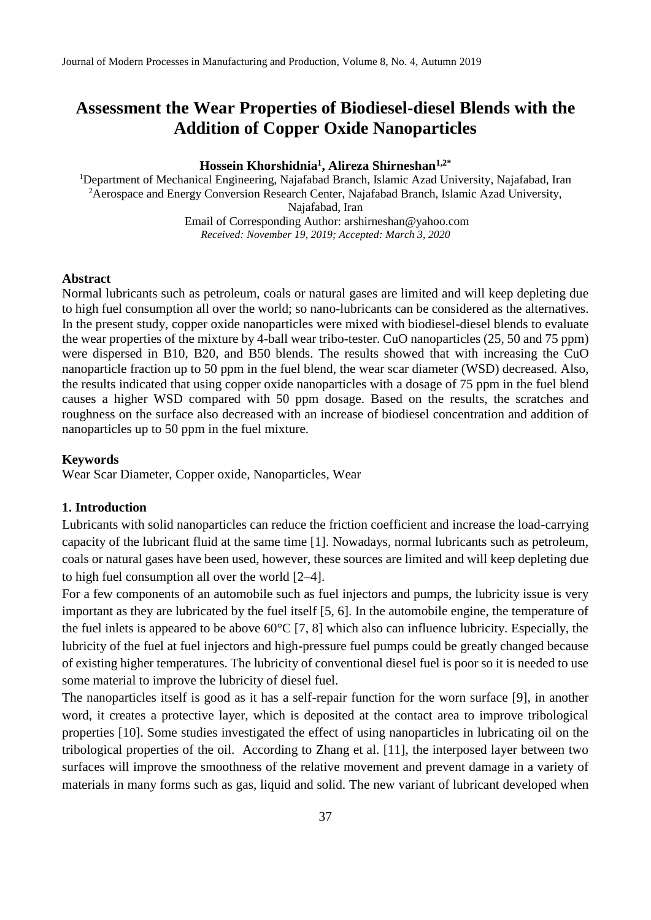# Assessment the Wear Properties of Biodiesel-diesel Blends with the Addition of Copper Oxide Nanoparticles

**Hossein Khorshidnia[1], Alireza Shirneshan[1,2*]**

[1]Department of Mechanical Engineering, Najafabad Branch, Islamic Azad University, Najafabad, Iran
[2]Aerospace and Energy Conversion Research Center, Najafabad Branch, Islamic Azad University, Najafabad, Iran
Email of Corresponding Author: arshirneshan@yahoo.com
*Received: November 19, 2019; Accepted: March 3, 2020*

### Abstract

Normal lubricants such as petroleum, coals or natural gases are limited and will keep depleting due to high fuel consumption all over the world; so nano-lubricants can be considered as the alternatives. In the present study, copper oxide nanoparticles were mixed with biodiesel-diesel blends to evaluate the wear properties of the mixture by 4-ball wear tribo-tester. CuO nanoparticles (25, 50 and 75 ppm) were dispersed in B10, B20, and B50 blends. The results showed that with increasing the CuO nanoparticle fraction up to 50 ppm in the fuel blend, the wear scar diameter (WSD) decreased. Also, the results indicated that using copper oxide nanoparticles with a dosage of 75 ppm in the fuel blend causes a higher WSD compared with 50 ppm dosage. Based on the results, the scratches and roughness on the surface also decreased with an increase of biodiesel concentration and addition of nanoparticles up to 50 ppm in the fuel mixture.

### Keywords

Wear Scar Diameter, Copper oxide, Nanoparticles, Wear

### 1. Introduction

Lubricants with solid nanoparticles can reduce the friction coefficient and increase the load-carrying capacity of the lubricant fluid at the same time [1]. Nowadays, normal lubricants such as petroleum, coals or natural gases have been used, however, these sources are limited and will keep depleting due to high fuel consumption all over the world [2–4].

For a few components of an automobile such as fuel injectors and pumps, the lubricity issue is very important as they are lubricated by the fuel itself [5, 6]. In the automobile engine, the temperature of the fuel inlets is appeared to be above 60°C [7, 8] which also can influence lubricity. Especially, the lubricity of the fuel at fuel injectors and high-pressure fuel pumps could be greatly changed because of existing higher temperatures. The lubricity of conventional diesel fuel is poor so it is needed to use some material to improve the lubricity of diesel fuel.

The nanoparticles itself is good as it has a self-repair function for the worn surface [9], in another word, it creates a protective layer, which is deposited at the contact area to improve tribological properties [10]. Some studies investigated the effect of using nanoparticles in lubricating oil on the tribological properties of the oil. According to Zhang et al. [11], the interposed layer between two surfaces will improve the smoothness of the relative movement and prevent damage in a variety of materials in many forms such as gas, liquid and solid. The new variant of lubricant developed when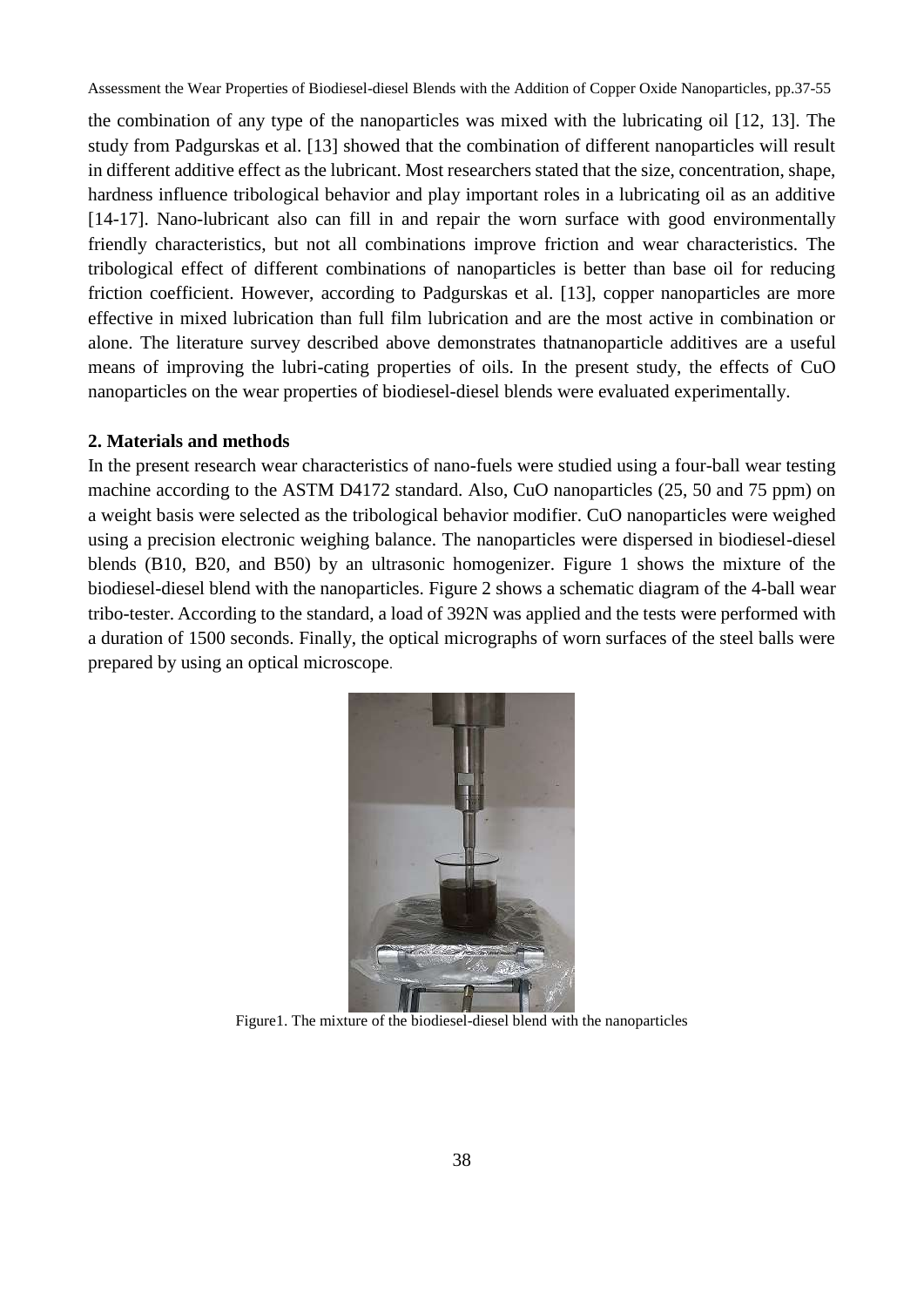the combination of any type of the nanoparticles was mixed with the lubricating oil [12, 13]. The study from Padgurskas et al. [13] showed that the combination of different nanoparticles will result in different additive effect as the lubricant. Most researchers stated that the size, concentration, shape, hardness influence tribological behavior and play important roles in a lubricating oil as an additive [14-17]. Nano-lubricant also can fill in and repair the worn surface with good environmentally friendly characteristics, but not all combinations improve friction and wear characteristics. The tribological effect of different combinations of nanoparticles is better than base oil for reducing friction coefficient. However, according to Padgurskas et al. [13], copper nanoparticles are more effective in mixed lubrication than full film lubrication and are the most active in combination or alone. The literature survey described above demonstrates thatnanoparticle additives are a useful means of improving the lubri-cating properties of oils. In the present study, the effects of CuO nanoparticles on the wear properties of biodiesel-diesel blends were evaluated experimentally.

## 2. Materials and methods

In the present research wear characteristics of nano-fuels were studied using a four-ball wear testing machine according to the ASTM D4172 standard. Also, CuO nanoparticles (25, 50 and 75 ppm) on a weight basis were selected as the tribological behavior modifier. CuO nanoparticles were weighed using a precision electronic weighing balance. The nanoparticles were dispersed in biodiesel-diesel blends (B10, B20, and B50) by an ultrasonic homogenizer. Figure 1 shows the mixture of the biodiesel-diesel blend with the nanoparticles. Figure 2 shows a schematic diagram of the 4-ball wear tribo-tester. According to the standard, a load of 392N was applied and the tests were performed with a duration of 1500 seconds. Finally, the optical micrographs of worn surfaces of the steel balls were prepared by using an optical microscope.

Figure1. The mixture of the biodiesel-diesel blend with the nanoparticles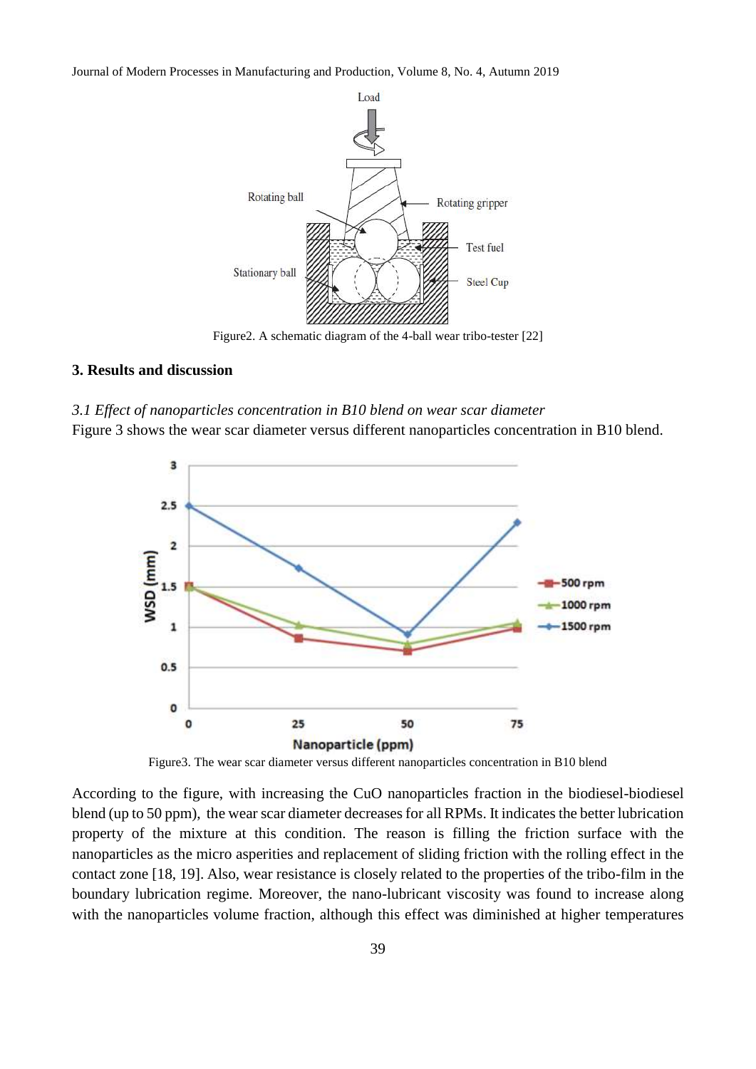Figure2. A schematic diagram of the 4-ball wear tribo-tester [22]

## 3. Results and discussion

### *3.1 Effect of nanoparticles concentration in B10 blend on wear scar diameter*

Figure 3 shows the wear scar diameter versus different nanoparticles concentration in B10 blend.

Figure3. The wear scar diameter versus different nanoparticles concentration in B10 blend

According to the figure, with increasing the CuO nanoparticles fraction in the biodiesel-biodiesel blend (up to 50 ppm), the wear scar diameter decreases for all RPMs. It indicates the better lubrication property of the mixture at this condition. The reason is filling the friction surface with the nanoparticles as the micro asperities and replacement of sliding friction with the rolling effect in the contact zone [18, 19]. Also, wear resistance is closely related to the properties of the tribo-film in the boundary lubrication regime. Moreover, the nano-lubricant viscosity was found to increase along with the nanoparticles volume fraction, although this effect was diminished at higher temperatures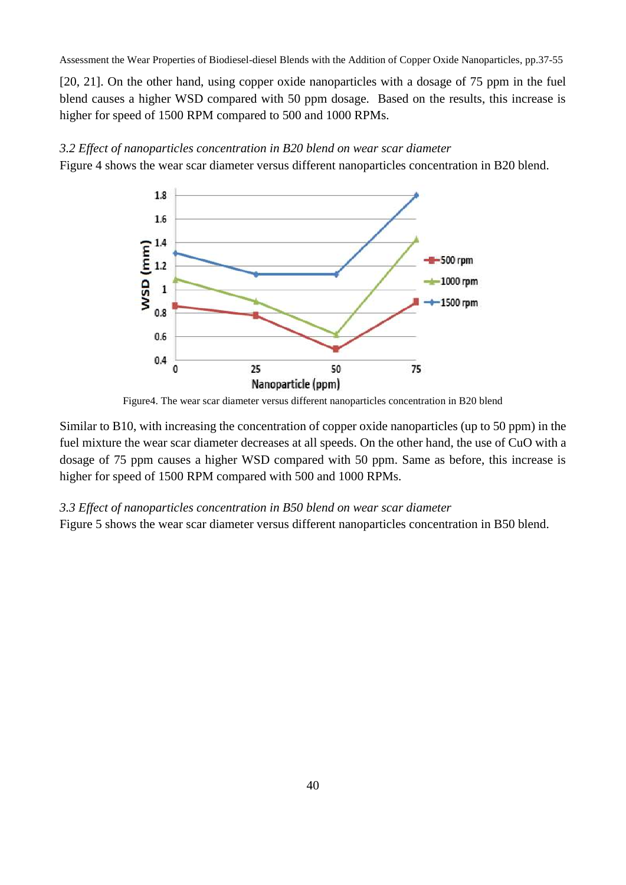[20, 21]. On the other hand, using copper oxide nanoparticles with a dosage of 75 ppm in the fuel blend causes a higher WSD compared with 50 ppm dosage. Based on the results, this increase is higher for speed of 1500 RPM compared to 500 and 1000 RPMs.

### *3.2 Effect of nanoparticles concentration in B20 blend on wear scar diameter*

Figure 4 shows the wear scar diameter versus different nanoparticles concentration in B20 blend.

Figure4. The wear scar diameter versus different nanoparticles concentration in B20 blend

Similar to B10, with increasing the concentration of copper oxide nanoparticles (up to 50 ppm) in the fuel mixture the wear scar diameter decreases at all speeds. On the other hand, the use of CuO with a dosage of 75 ppm causes a higher WSD compared with 50 ppm. Same as before, this increase is higher for speed of 1500 RPM compared with 500 and 1000 RPMs.

### *3.3 Effect of nanoparticles concentration in B50 blend on wear scar diameter*

Figure 5 shows the wear scar diameter versus different nanoparticles concentration in B50 blend.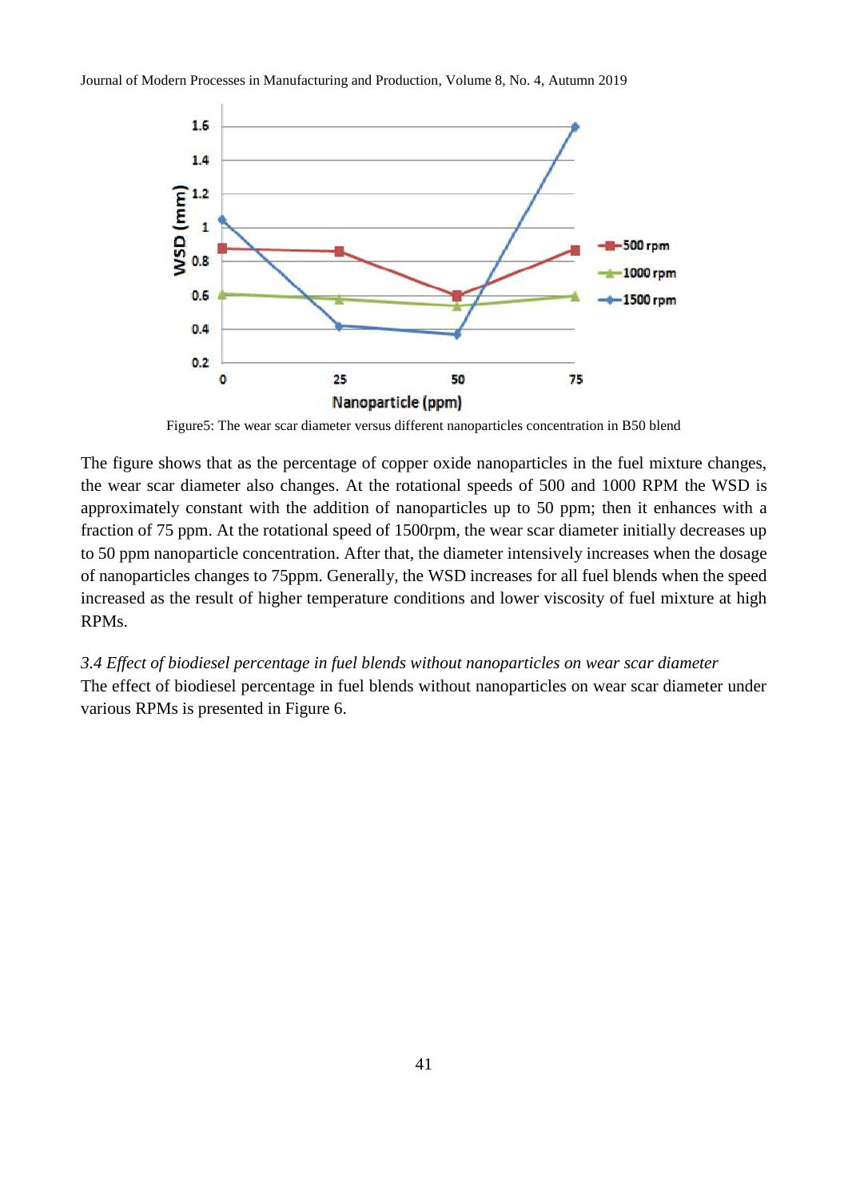Figure5: The wear scar diameter versus different nanoparticles concentration in B50 blend

The figure shows that as the percentage of copper oxide nanoparticles in the fuel mixture changes, the wear scar diameter also changes. At the rotational speeds of 500 and 1000 RPM the WSD is approximately constant with the addition of nanoparticles up to 50 ppm; then it enhances with a fraction of 75 ppm. At the rotational speed of 1500rpm, the wear scar diameter initially decreases up to 50 ppm nanoparticle concentration. After that, the diameter intensively increases when the dosage of nanoparticles changes to 75ppm. Generally, the WSD increases for all fuel blends when the speed increased as the result of higher temperature conditions and lower viscosity of fuel mixture at high RPMs.

### *3.4 Effect of biodiesel percentage in fuel blends without nanoparticles on wear scar diameter*

The effect of biodiesel percentage in fuel blends without nanoparticles on wear scar diameter under various RPMs is presented in Figure 6.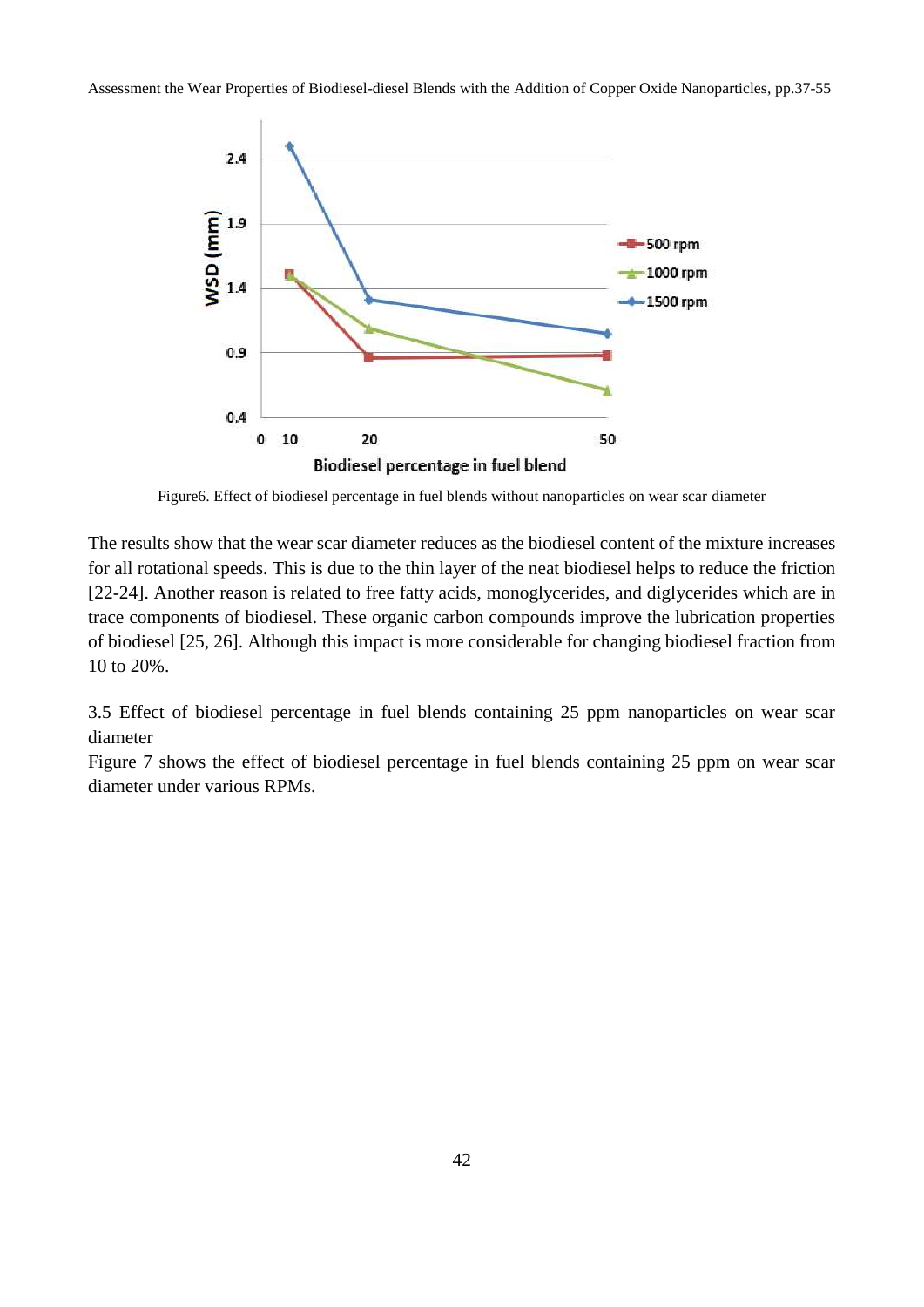Figure6. Effect of biodiesel percentage in fuel blends without nanoparticles on wear scar diameter

The results show that the wear scar diameter reduces as the biodiesel content of the mixture increases for all rotational speeds. This is due to the thin layer of the neat biodiesel helps to reduce the friction [22-24]. Another reason is related to free fatty acids, monoglycerides, and diglycerides which are in trace components of biodiesel. These organic carbon compounds improve the lubrication properties of biodiesel [25, 26]. Although this impact is more considerable for changing biodiesel fraction from 10 to 20%.

### 3.5 Effect of biodiesel percentage in fuel blends containing 25 ppm nanoparticles on wear scar diameter

Figure 7 shows the effect of biodiesel percentage in fuel blends containing 25 ppm on wear scar diameter under various RPMs.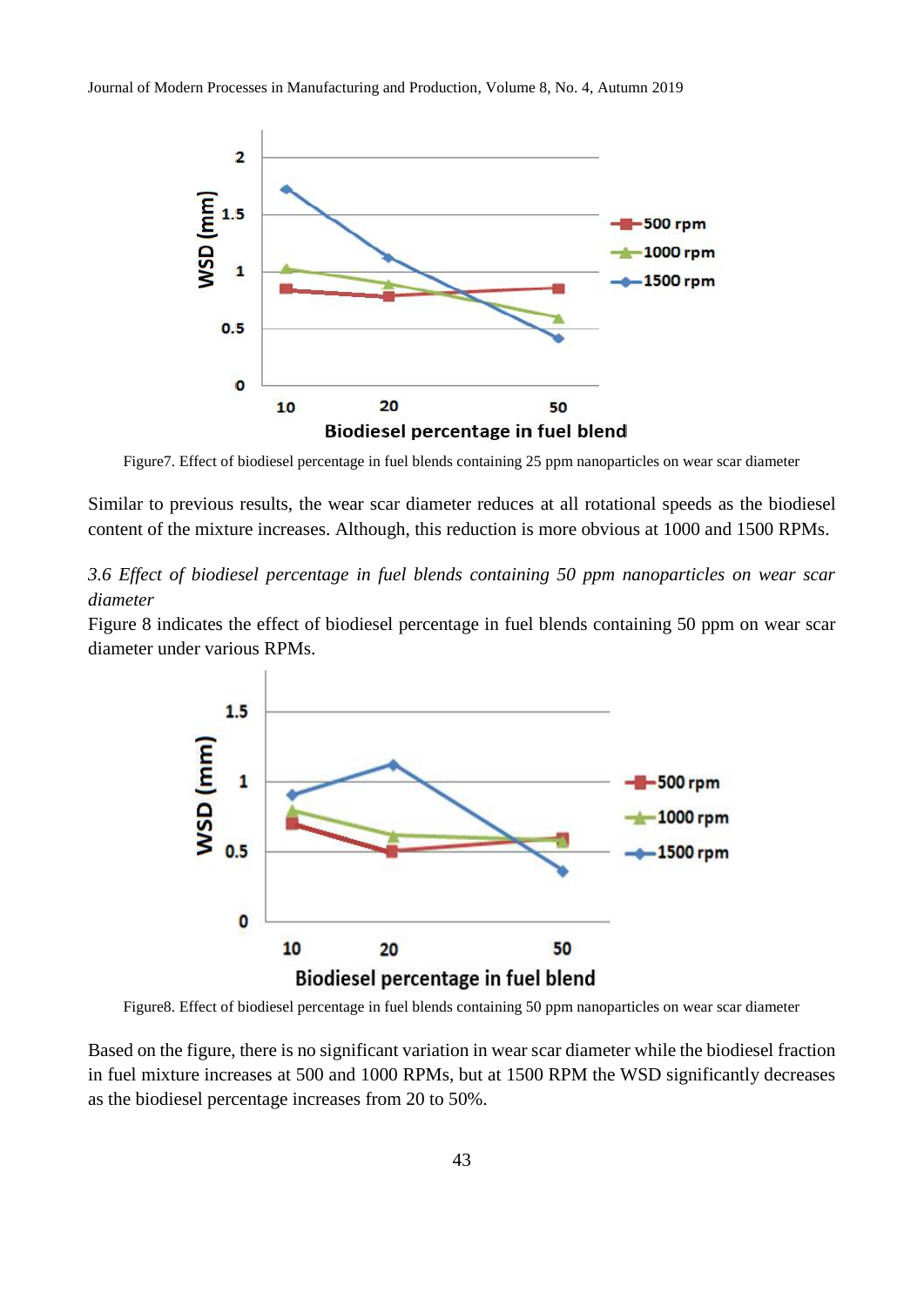Figure7. Effect of biodiesel percentage in fuel blends containing 25 ppm nanoparticles on wear scar diameter

Similar to previous results, the wear scar diameter reduces at all rotational speeds as the biodiesel content of the mixture increases. Although, this reduction is more obvious at 1000 and 1500 RPMs.

### *3.6 Effect of biodiesel percentage in fuel blends containing 50 ppm nanoparticles on wear scar diameter*

Figure 8 indicates the effect of biodiesel percentage in fuel blends containing 50 ppm on wear scar diameter under various RPMs.

Figure8. Effect of biodiesel percentage in fuel blends containing 50 ppm nanoparticles on wear scar diameter

Based on the figure, there is no significant variation in wear scar diameter while the biodiesel fraction in fuel mixture increases at 500 and 1000 RPMs, but at 1500 RPM the WSD significantly decreases as the biodiesel percentage increases from 20 to 50%.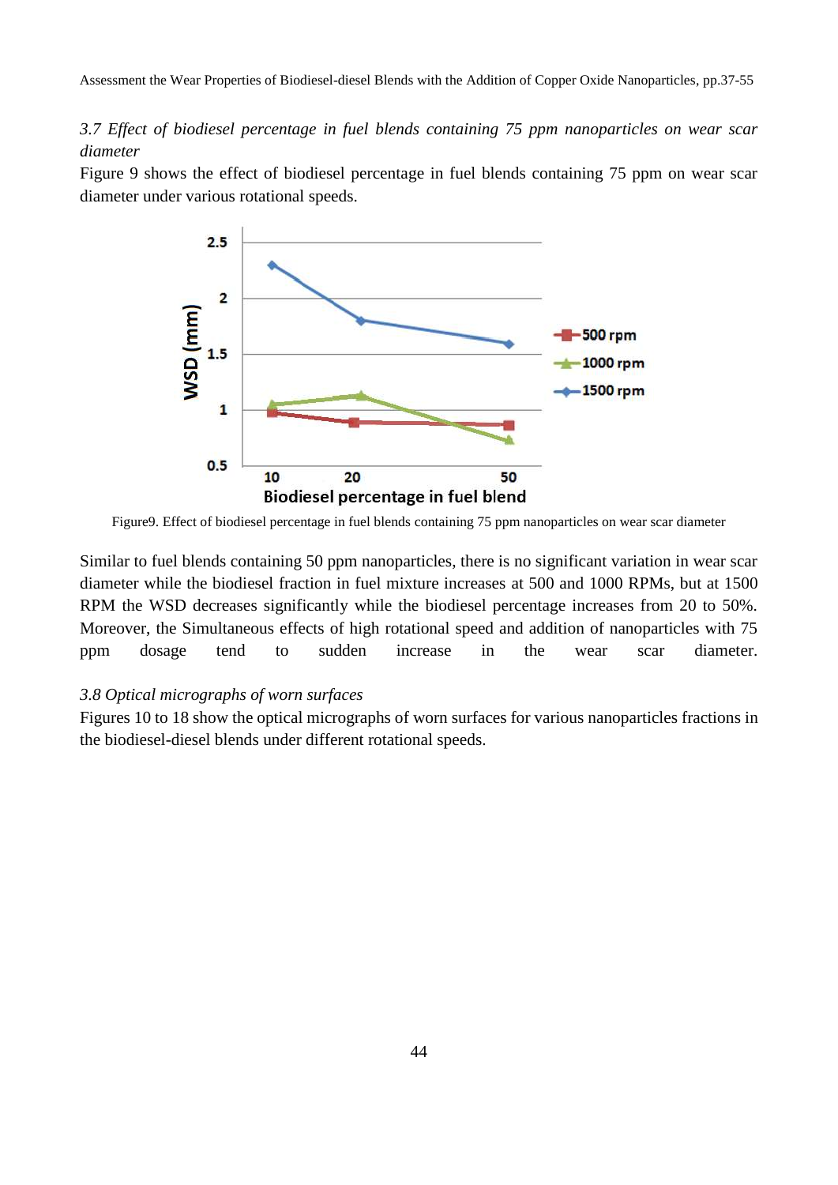### *3.7 Effect of biodiesel percentage in fuel blends containing 75 ppm nanoparticles on wear scar diameter*

Figure 9 shows the effect of biodiesel percentage in fuel blends containing 75 ppm on wear scar diameter under various rotational speeds.

Figure9. Effect of biodiesel percentage in fuel blends containing 75 ppm nanoparticles on wear scar diameter

Similar to fuel blends containing 50 ppm nanoparticles, there is no significant variation in wear scar diameter while the biodiesel fraction in fuel mixture increases at 500 and 1000 RPMs, but at 1500 RPM the WSD decreases significantly while the biodiesel percentage increases from 20 to 50%. Moreover, the Simultaneous effects of high rotational speed and addition of nanoparticles with 75 ppm dosage tend to sudden increase in the wear scar diameter.

### *3.8 Optical micrographs of worn surfaces*

Figures 10 to 18 show the optical micrographs of worn surfaces for various nanoparticles fractions in the biodiesel-diesel blends under different rotational speeds.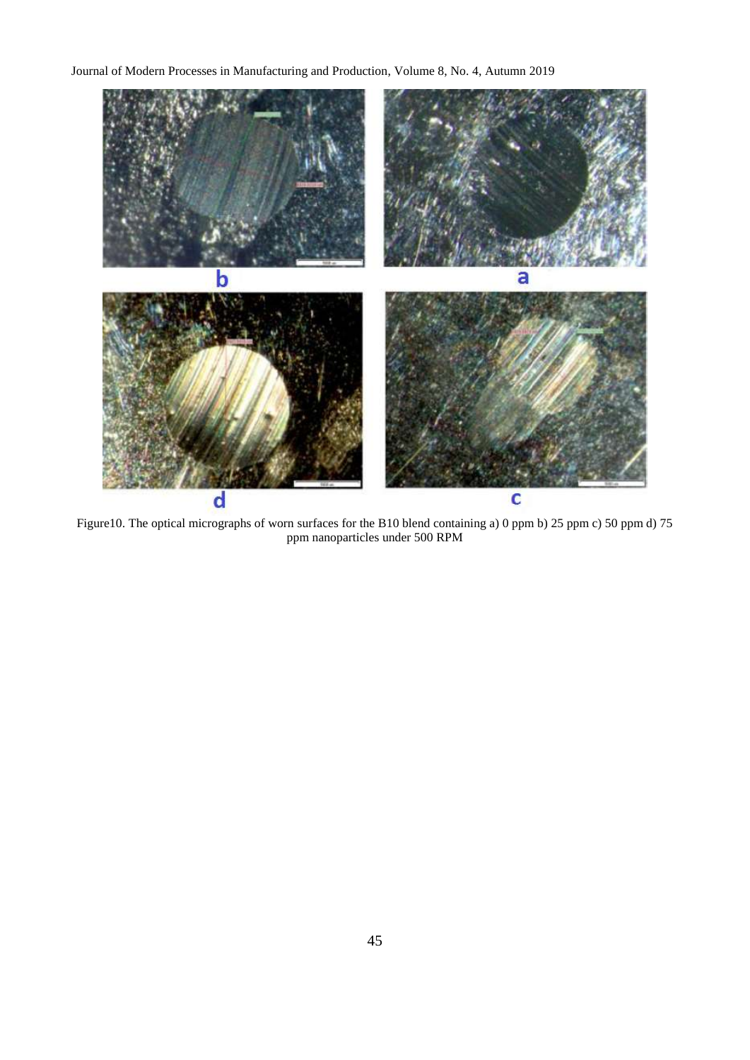Figure10. The optical micrographs of worn surfaces for the B10 blend containing a) 0 ppm b) 25 ppm c) 50 ppm d) 75 ppm nanoparticles under 500 RPM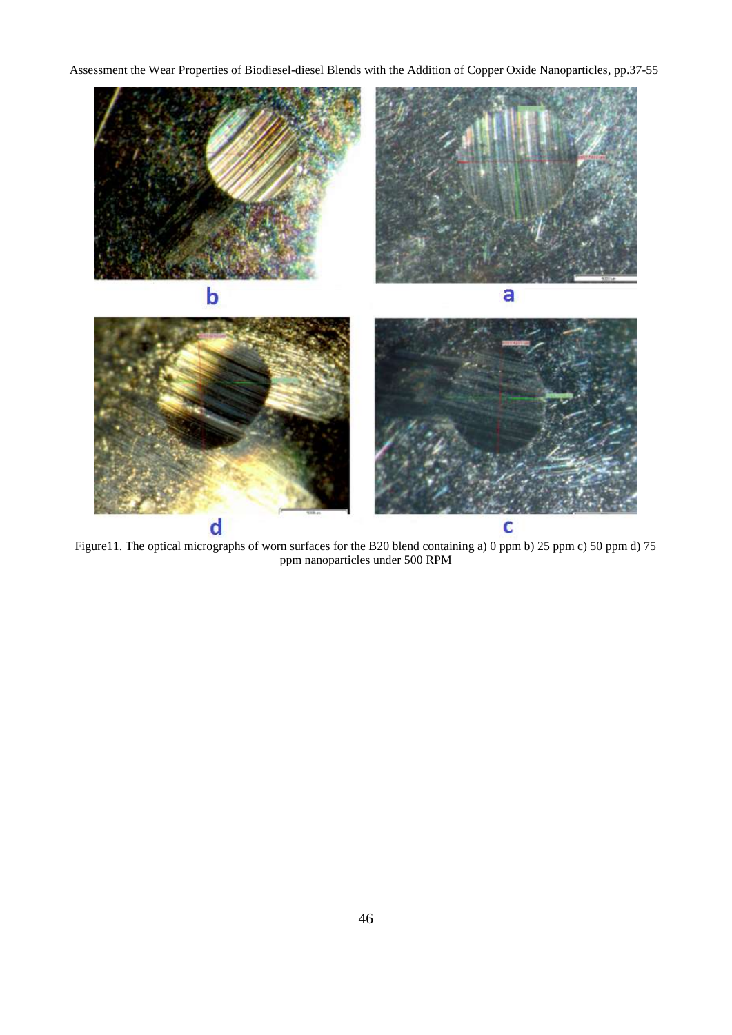b

a

d

c

Figure11. The optical micrographs of worn surfaces for the B20 blend containing a) 0 ppm b) 25 ppm c) 50 ppm d) 75 ppm nanoparticles under 500 RPM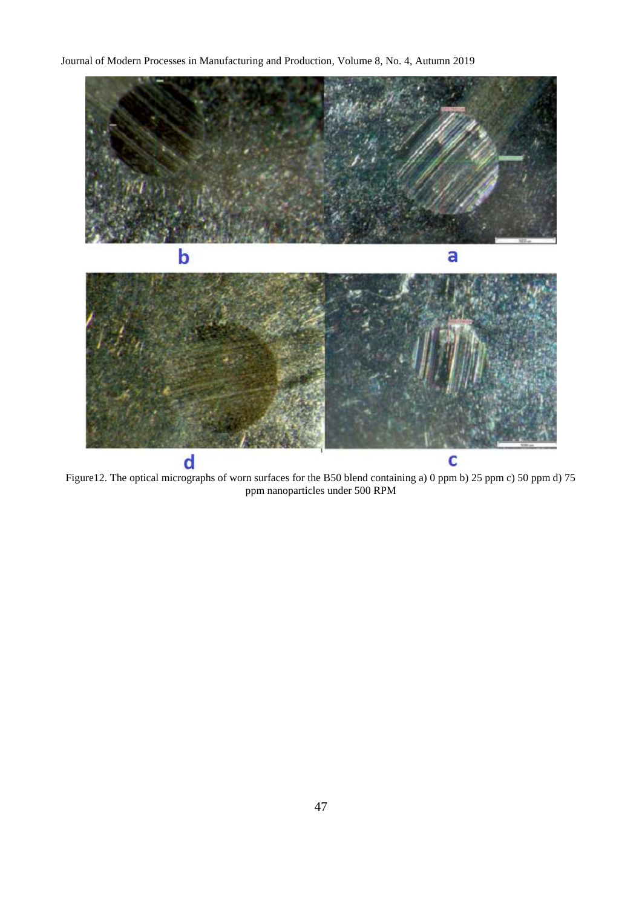Figure12. The optical micrographs of worn surfaces for the B50 blend containing a) 0 ppm b) 25 ppm c) 50 ppm d) 75 ppm nanoparticles under 500 RPM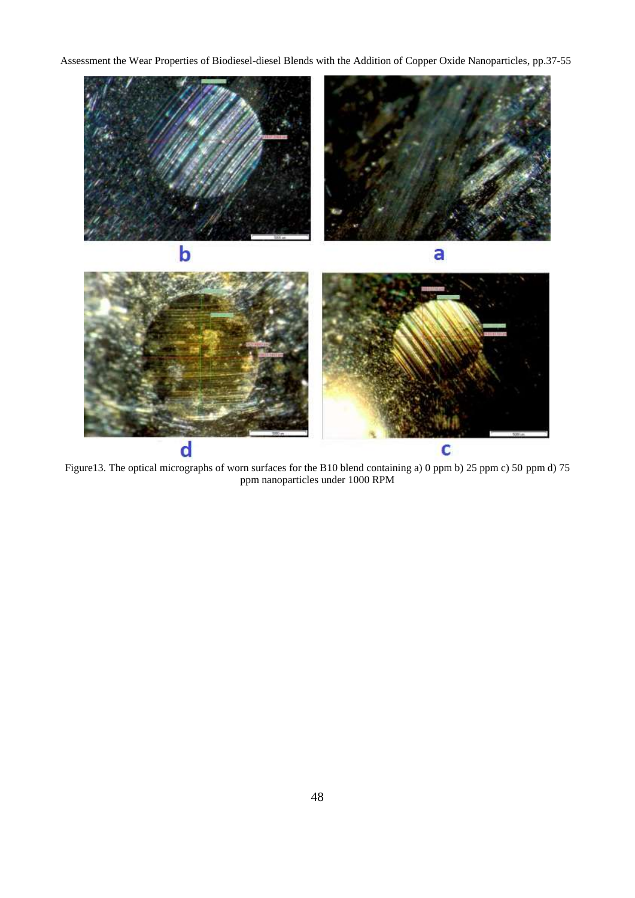Figure13. The optical micrographs of worn surfaces for the B10 blend containing a) 0 ppm b) 25 ppm c) 50 ppm d) 75 ppm nanoparticles under 1000 RPM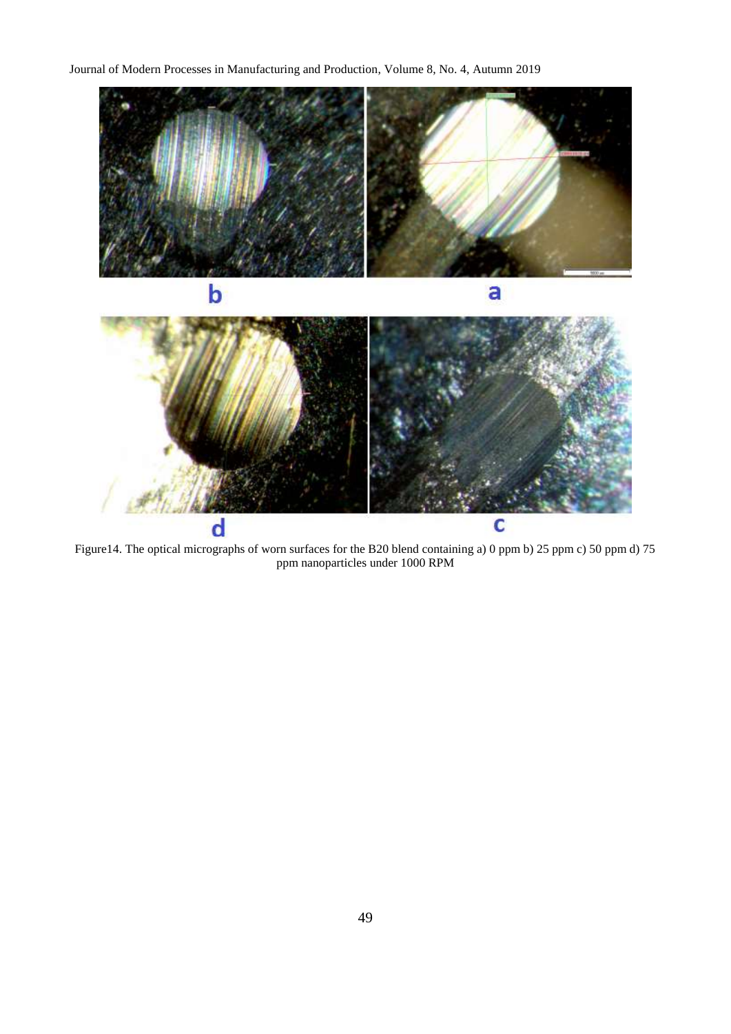Figure14. The optical micrographs of worn surfaces for the B20 blend containing a) 0 ppm b) 25 ppm c) 50 ppm d) 75 ppm nanoparticles under 1000 RPM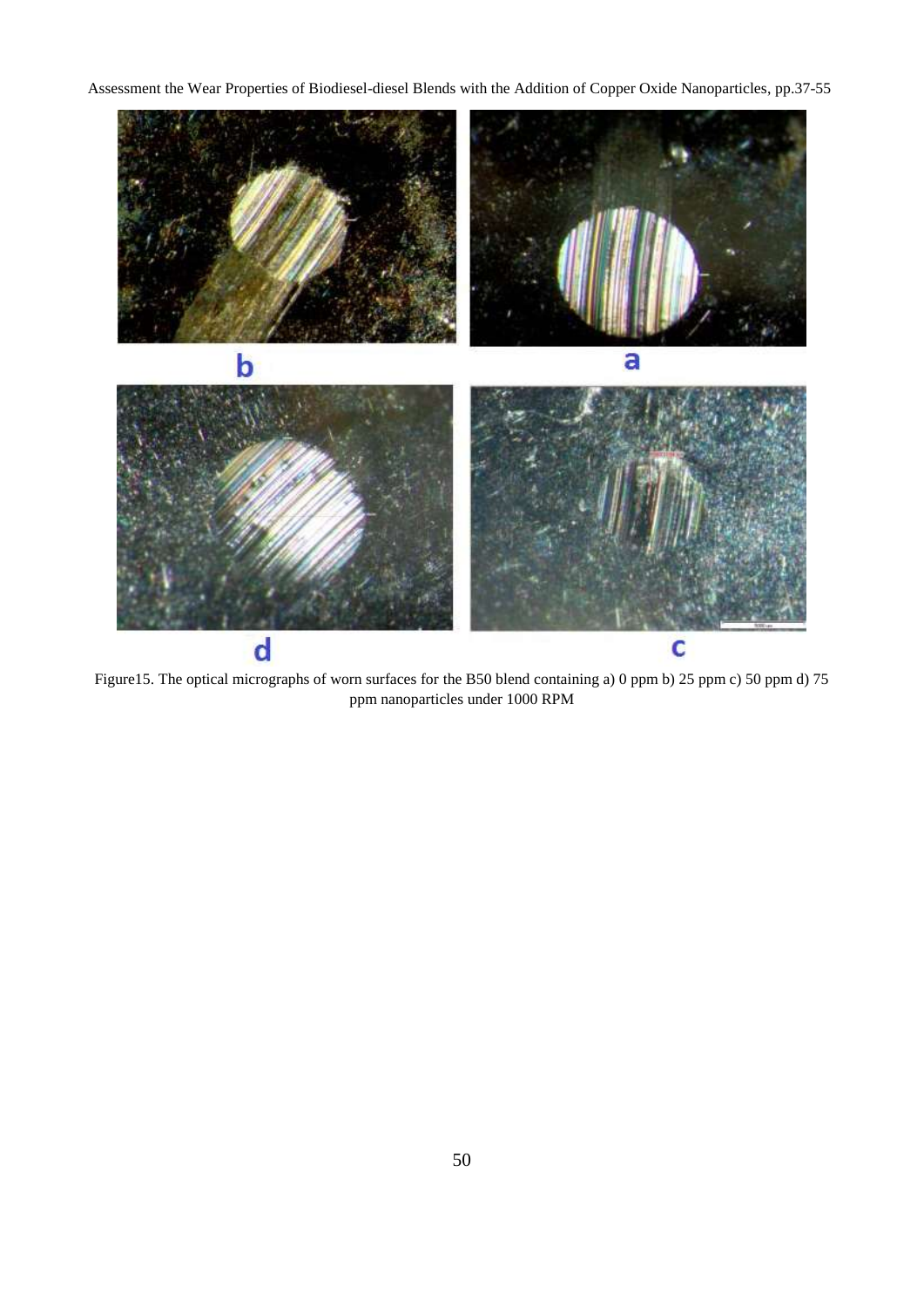Figure15. The optical micrographs of worn surfaces for the B50 blend containing a) 0 ppm b) 25 ppm c) 50 ppm d) 75 ppm nanoparticles under 1000 RPM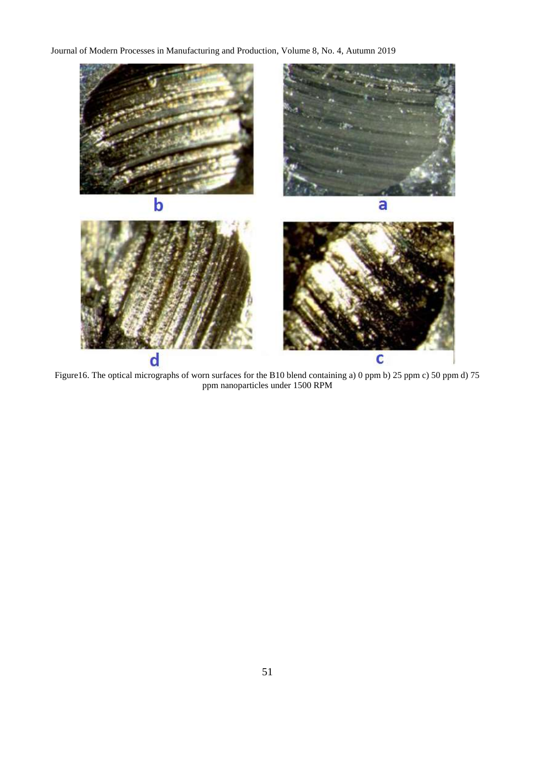Figure16. The optical micrographs of worn surfaces for the B10 blend containing a) 0 ppm b) 25 ppm c) 50 ppm d) 75 ppm nanoparticles under 1500 RPM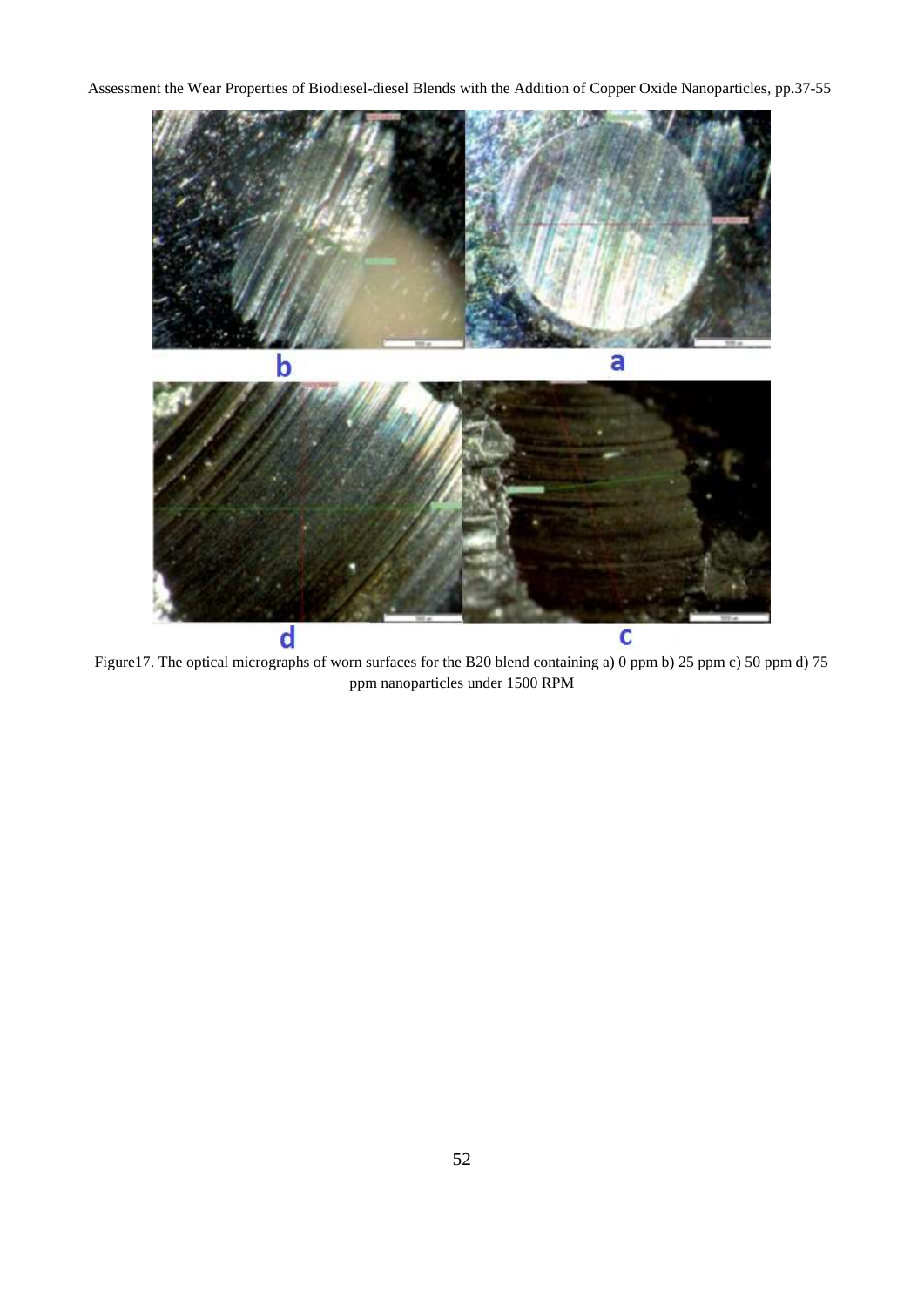Figure17. The optical micrographs of worn surfaces for the B20 blend containing a) 0 ppm b) 25 ppm c) 50 ppm d) 75 ppm nanoparticles under 1500 RPM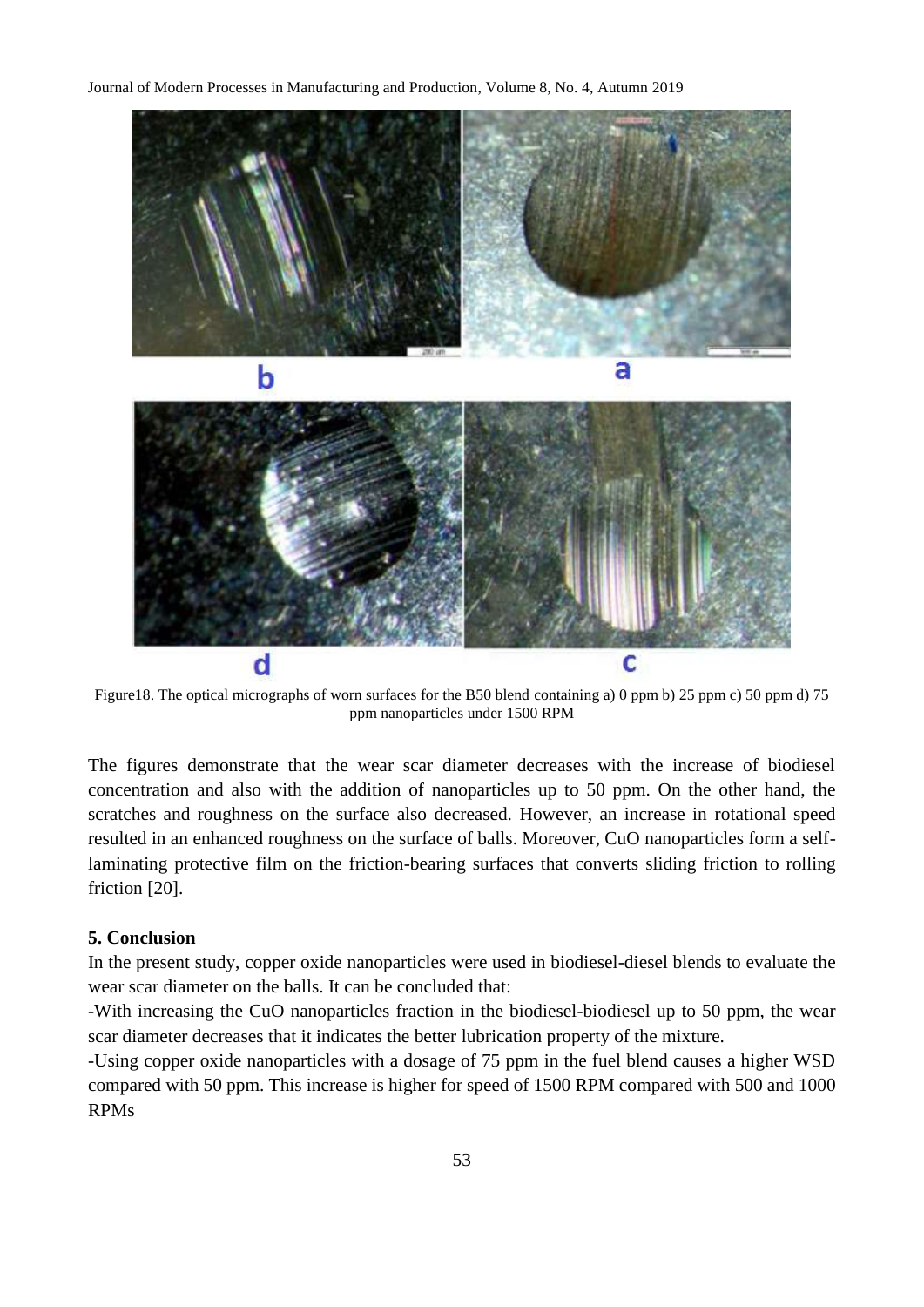Figure18. The optical micrographs of worn surfaces for the B50 blend containing a) 0 ppm b) 25 ppm c) 50 ppm d) 75 ppm nanoparticles under 1500 RPM

The figures demonstrate that the wear scar diameter decreases with the increase of biodiesel concentration and also with the addition of nanoparticles up to 50 ppm. On the other hand, the scratches and roughness on the surface also decreased. However, an increase in rotational speed resulted in an enhanced roughness on the surface of balls. Moreover, CuO nanoparticles form a self-laminating protective film on the friction-bearing surfaces that converts sliding friction to rolling friction [20].

## 5. Conclusion

In the present study, copper oxide nanoparticles were used in biodiesel-diesel blends to evaluate the wear scar diameter on the balls. It can be concluded that:

-With increasing the CuO nanoparticles fraction in the biodiesel-biodiesel up to 50 ppm, the wear scar diameter decreases that it indicates the better lubrication property of the mixture.

-Using copper oxide nanoparticles with a dosage of 75 ppm in the fuel blend causes a higher WSD compared with 50 ppm. This increase is higher for speed of 1500 RPM compared with 500 and 1000 RPMs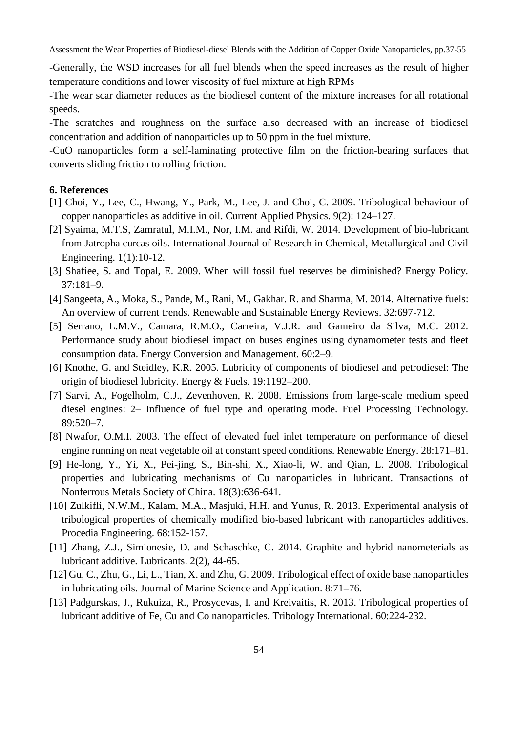-Generally, the WSD increases for all fuel blends when the speed increases as the result of higher temperature conditions and lower viscosity of fuel mixture at high RPMs

-The wear scar diameter reduces as the biodiesel content of the mixture increases for all rotational speeds.

-The scratches and roughness on the surface also decreased with an increase of biodiesel concentration and addition of nanoparticles up to 50 ppm in the fuel mixture.

-CuO nanoparticles form a self-laminating protective film on the friction-bearing surfaces that converts sliding friction to rolling friction.

### 6. References

[1] Choi, Y., Lee, C., Hwang, Y., Park, M., Lee, J. and Choi, C. 2009. Tribological behaviour of copper nanoparticles as additive in oil. Current Applied Physics. 9(2): 124–127.

[2] Syaima, M.T.S, Zamratul, M.I.M., Nor, I.M. and Rifdi, W. 2014. Development of bio-lubricant from Jatropha curcas oils. International Journal of Research in Chemical, Metallurgical and Civil Engineering. 1(1):10-12.

[3] Shafiee, S. and Topal, E. 2009. When will fossil fuel reserves be diminished? Energy Policy. 37:181–9.

[4] Sangeeta, A., Moka, S., Pande, M., Rani, M., Gakhar. R. and Sharma, M. 2014. Alternative fuels: An overview of current trends. Renewable and Sustainable Energy Reviews. 32:697-712.

[5] Serrano, L.M.V., Camara, R.M.O., Carreira, V.J.R. and Gameiro da Silva, M.C. 2012. Performance study about biodiesel impact on buses engines using dynamometer tests and fleet consumption data. Energy Conversion and Management. 60:2–9.

[6] Knothe, G. and Steidley, K.R. 2005. Lubricity of components of biodiesel and petrodiesel: The origin of biodiesel lubricity. Energy & Fuels. 19:1192–200.

[7] Sarvi, A., Fogelholm, C.J., Zevenhoven, R. 2008. Emissions from large-scale medium speed diesel engines: 2– Influence of fuel type and operating mode. Fuel Processing Technology. 89:520–7.

[8] Nwafor, O.M.I. 2003. The effect of elevated fuel inlet temperature on performance of diesel engine running on neat vegetable oil at constant speed conditions. Renewable Energy. 28:171–81.

[9] He-long, Y., Yi, X., Pei-jing, S., Bin-shi, X., Xiao-li, W. and Qian, L. 2008. Tribological properties and lubricating mechanisms of Cu nanoparticles in lubricant. Transactions of Nonferrous Metals Society of China. 18(3):636-641.

[10] Zulkifli, N.W.M., Kalam, M.A., Masjuki, H.H. and Yunus, R. 2013. Experimental analysis of tribological properties of chemically modified bio-based lubricant with nanoparticles additives. Procedia Engineering. 68:152-157.

[11] Zhang, Z.J., Simionesie, D. and Schaschke, C. 2014. Graphite and hybrid nanometerials as lubricant additive. Lubricants. 2(2), 44-65.

[12] Gu, C., Zhu, G., Li, L., Tian, X. and Zhu, G. 2009. Tribological effect of oxide base nanoparticles in lubricating oils. Journal of Marine Science and Application. 8:71–76.

[13] Padgurskas, J., Rukuiza, R., Prosycevas, I. and Kreivaitis, R. 2013. Tribological properties of lubricant additive of Fe, Cu and Co nanoparticles. Tribology International. 60:224-232.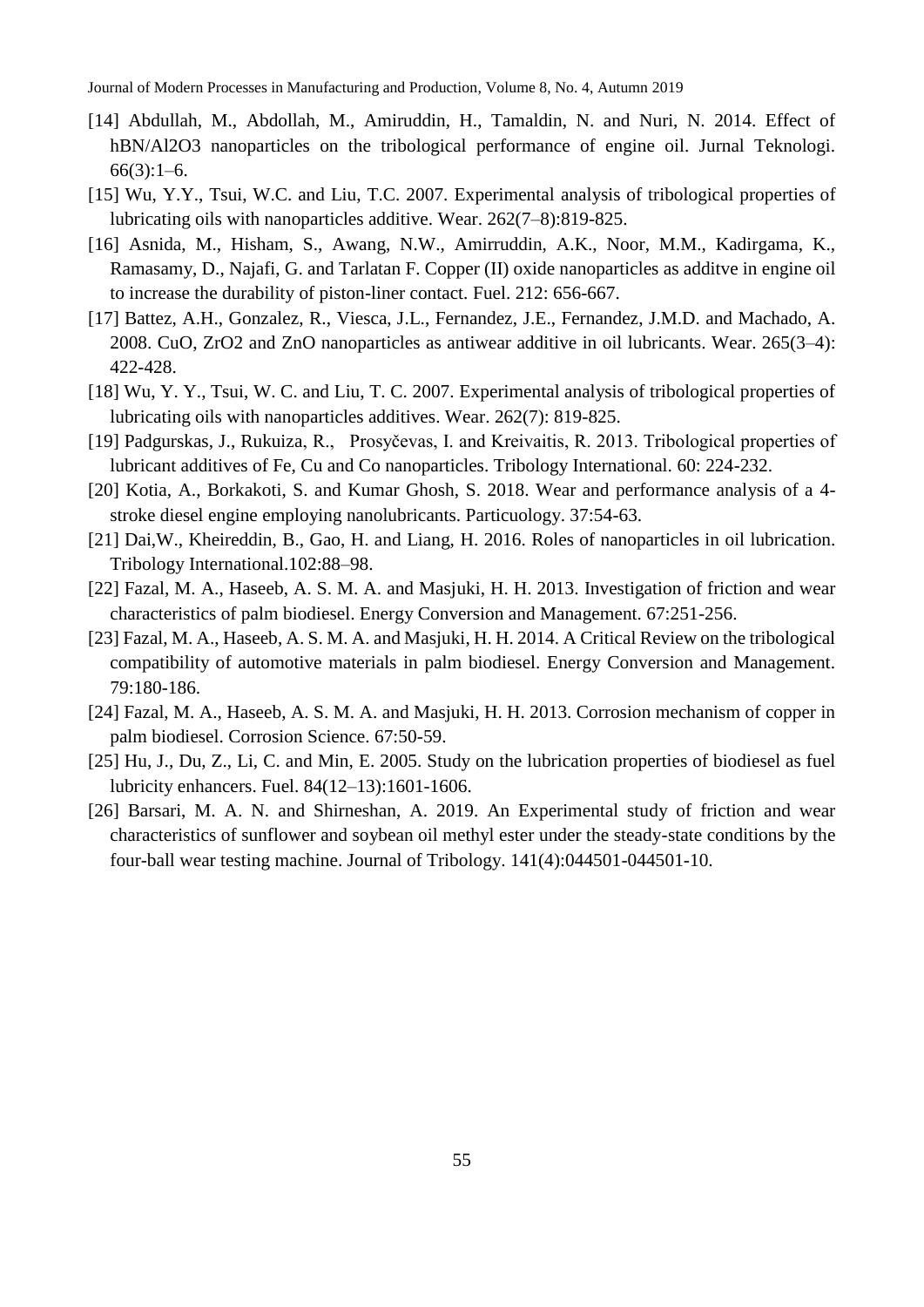[14] Abdullah, M., Abdollah, M., Amiruddin, H., Tamaldin, N. and Nuri, N. 2014. Effect of hBN/Al2O3 nanoparticles on the tribological performance of engine oil. Jurnal Teknologi. 66(3):1–6.

[15] Wu, Y.Y., Tsui, W.C. and Liu, T.C. 2007. Experimental analysis of tribological properties of lubricating oils with nanoparticles additive. Wear. 262(7–8):819-825.

[16] Asnida, M., Hisham, S., Awang, N.W., Amirruddin, A.K., Noor, M.M., Kadirgama, K., Ramasamy, D., Najafi, G. and Tarlatan F. Copper (II) oxide nanoparticles as additve in engine oil to increase the durability of piston-liner contact. Fuel. 212: 656-667.

[17] Battez, A.H., Gonzalez, R., Viesca, J.L., Fernandez, J.E., Fernandez, J.M.D. and Machado, A. 2008. CuO, ZrO2 and ZnO nanoparticles as antiwear additive in oil lubricants. Wear. 265(3–4): 422-428.

[18] Wu, Y. Y., Tsui, W. C. and Liu, T. C. 2007. Experimental analysis of tribological properties of lubricating oils with nanoparticles additives. Wear. 262(7): 819-825.

[19] Padgurskas, J., Rukuiza, R., Prosyčevas, I. and Kreivaitis, R. 2013. Tribological properties of lubricant additives of Fe, Cu and Co nanoparticles. Tribology International. 60: 224-232.

[20] Kotia, A., Borkakoti, S. and Kumar Ghosh, S. 2018. Wear and performance analysis of a 4-stroke diesel engine employing nanolubricants. Particuology. 37:54-63.

[21] Dai,W., Kheireddin, B., Gao, H. and Liang, H. 2016. Roles of nanoparticles in oil lubrication. Tribology International.102:88–98.

[22] Fazal, M. A., Haseeb, A. S. M. A. and Masjuki, H. H. 2013. Investigation of friction and wear characteristics of palm biodiesel. Energy Conversion and Management. 67:251-256.

[23] Fazal, M. A., Haseeb, A. S. M. A. and Masjuki, H. H. 2014. A Critical Review on the tribological compatibility of automotive materials in palm biodiesel. Energy Conversion and Management. 79:180-186.

[24] Fazal, M. A., Haseeb, A. S. M. A. and Masjuki, H. H. 2013. Corrosion mechanism of copper in palm biodiesel. Corrosion Science. 67:50-59.

[25] Hu, J., Du, Z., Li, C. and Min, E. 2005. Study on the lubrication properties of biodiesel as fuel lubricity enhancers. Fuel. 84(12–13):1601-1606.

[26] Barsari, M. A. N. and Shirneshan, A. 2019. An Experimental study of friction and wear characteristics of sunflower and soybean oil methyl ester under the steady-state conditions by the four-ball wear testing machine. Journal of Tribology. 141(4):044501-044501-10.